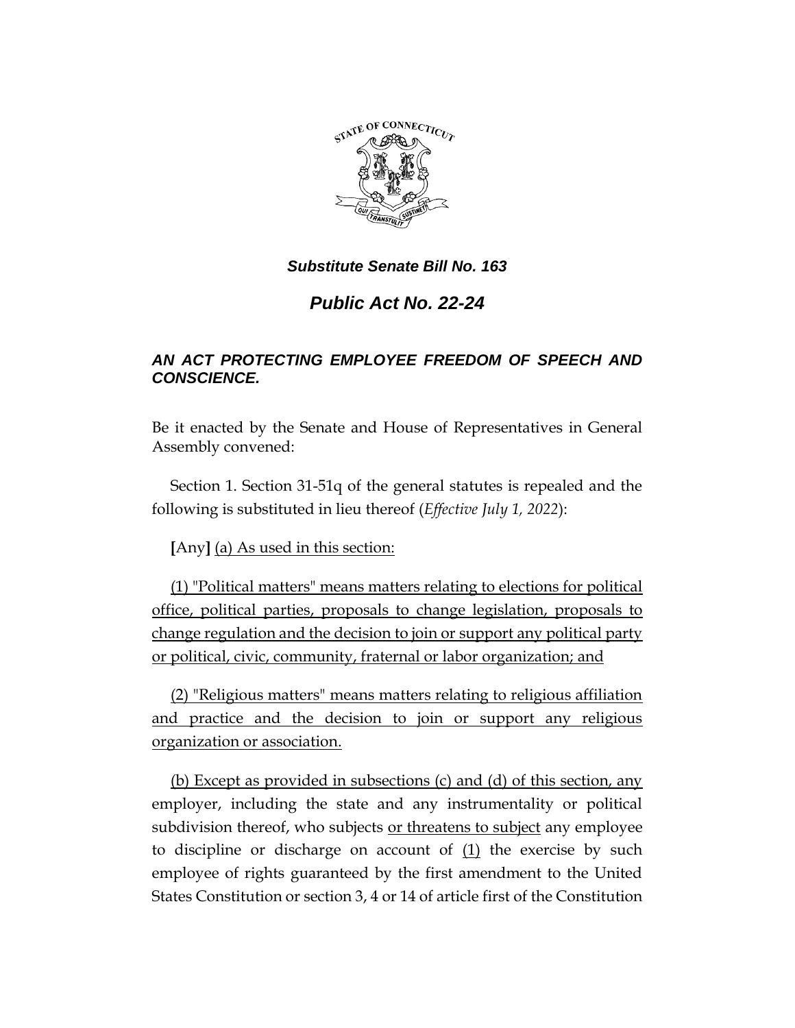***Substitute Senate Bill No. 163***

***Public Act No. 22-24***

***AN ACT PROTECTING EMPLOYEE FREEDOM OF SPEECH AND CONSCIENCE.***

Be it enacted by the Senate and House of Representatives in General Assembly convened:

Section 1. Section 31-51q of the general statutes is repealed and the following is substituted in lieu thereof (*Effective July 1, 2022*):

**[**Any**]** <u>(a) As used in this section:</u>

<u>(1) "Political matters" means matters relating to elections for political office, political parties, proposals to change legislation, proposals to change regulation and the decision to join or support any political party or political, civic, community, fraternal or labor organization; and</u>

<u>(2) "Religious matters" means matters relating to religious affiliation and practice and the decision to join or support any religious organization or association.</u>

<u>(b) Except as provided in subsections (c) and (d) of this section, any</u> employer, including the state and any instrumentality or political subdivision thereof, who subjects <u>or threatens to subject</u> any employee to discipline or discharge on account of <u>(1)</u> the exercise by such employee of rights guaranteed by the first amendment to the United States Constitution or section 3, 4 or 14 of article first of the Constitution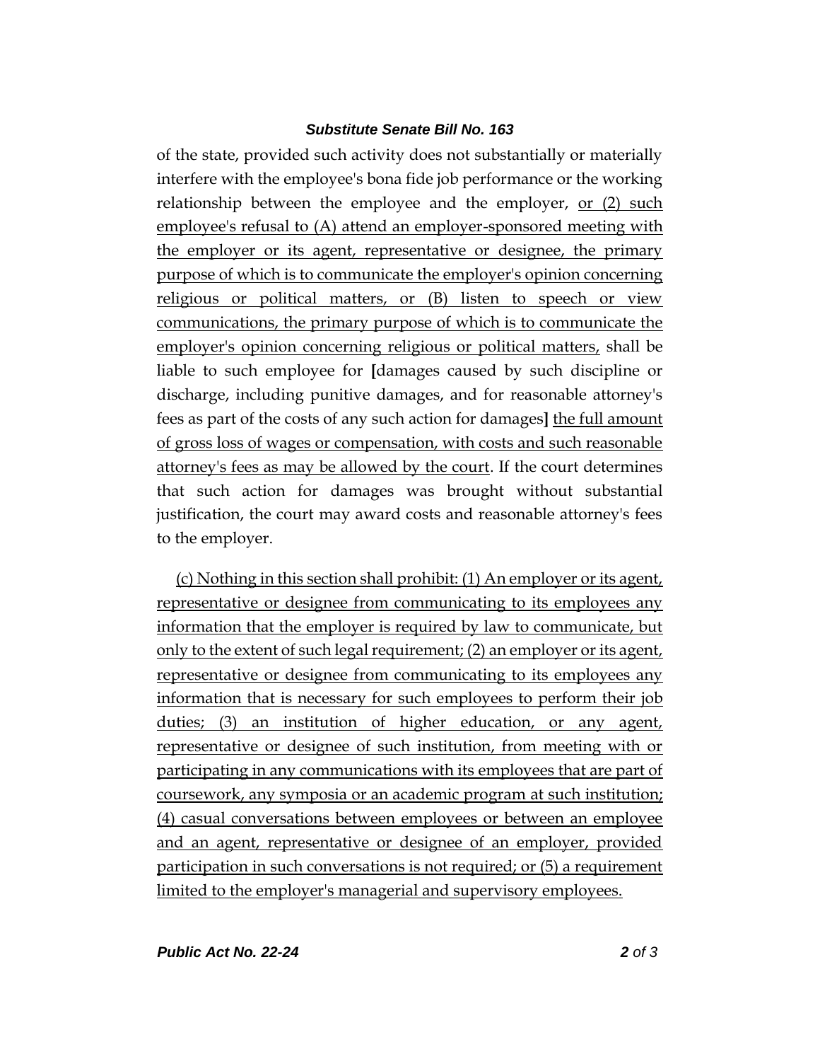of the state, provided such activity does not substantially or materially interfere with the employee's bona fide job performance or the working relationship between the employee and the employer, <u>or (2) such employee's refusal to (A) attend an employer-sponsored meeting with the employer or its agent, representative or designee, the primary purpose of which is to communicate the employer's opinion concerning religious or political matters, or (B) listen to speech or view communications, the primary purpose of which is to communicate the employer's opinion concerning religious or political matters,</u> shall be liable to such employee for **[**damages caused by such discipline or discharge, including punitive damages, and for reasonable attorney's fees as part of the costs of any such action for damages**]** <u>the full amount of gross loss of wages or compensation, with costs and such reasonable attorney's fees as may be allowed by the court</u>. If the court determines that such action for damages was brought without substantial justification, the court may award costs and reasonable attorney's fees to the employer.

<u>(c) Nothing in this section shall prohibit: (1) An employer or its agent, representative or designee from communicating to its employees any information that the employer is required by law to communicate, but only to the extent of such legal requirement; (2) an employer or its agent, representative or designee from communicating to its employees any information that is necessary for such employees to perform their job duties; (3) an institution of higher education, or any agent, representative or designee of such institution, from meeting with or participating in any communications with its employees that are part of coursework, any symposia or an academic program at such institution; (4) casual conversations between employees or between an employee and an agent, representative or designee of an employer, provided participation in such conversations is not required; or (5) a requirement limited to the employer's managerial and supervisory employees.</u>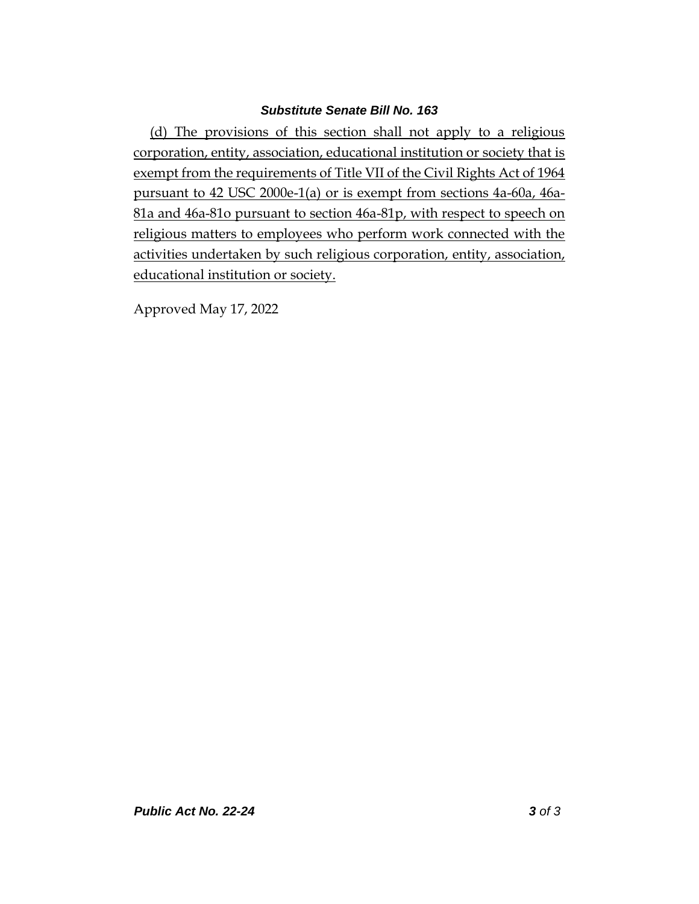(d) The provisions of this section shall not apply to a religious corporation, entity, association, educational institution or society that is exempt from the requirements of Title VII of the Civil Rights Act of 1964 pursuant to 42 USC 2000e-1(a) or is exempt from sections 4a-60a, 46a-81a and 46a-81o pursuant to section 46a-81p, with respect to speech on religious matters to employees who perform work connected with the activities undertaken by such religious corporation, entity, association, educational institution or society.

Approved May 17, 2022